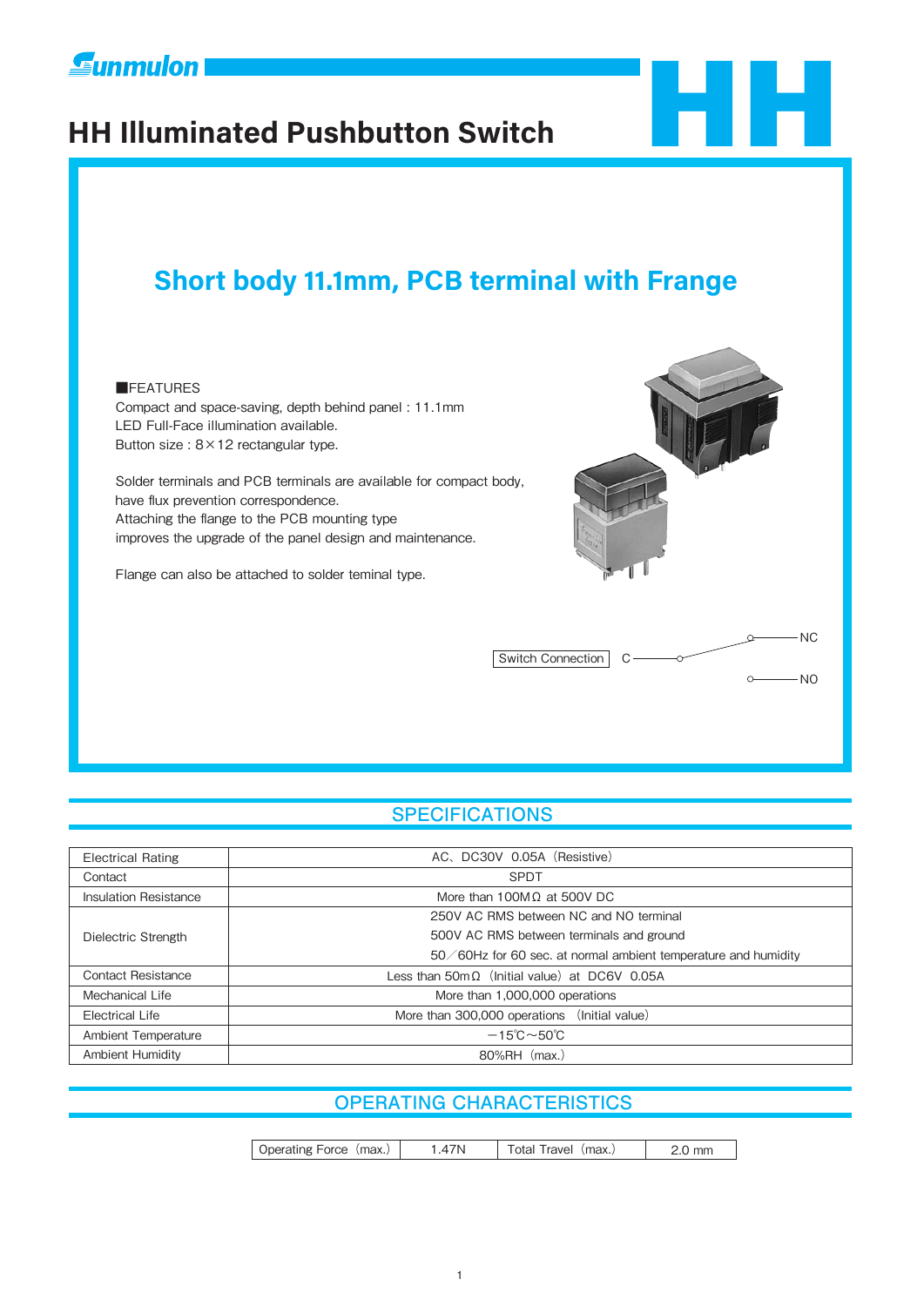# HH Illuminated Pushbutton Switch

## Short body 11.1mm, PCB terminal with Frange

■FEATURES

Compact and space-saving, depth behind panel : 11.1mm
LED Full-Face illumination available.
Button size : 8×12 rectangular type.

Solder terminals and PCB terminals are available for compact body,
have flux prevention correspondence.
Attaching the flange to the PCB mounting type
improves the upgrade of the panel design and maintenance.

Flange can also be attached to solder teminal type.

Switch Connection C — NC / NO

## SPECIFICATIONS

| | |
|---|---|
| Electrical Rating | AC、DC30V 0.05A（Resistive） |
| Contact | SPDT |
| Insulation Resistance | More than 100MΩ at 500V DC |
| Dielectric Strength | 250V AC RMS between NC and NO terminal<br>500V AC RMS between terminals and ground<br>50／60Hz for 60 sec. at normal ambient temperature and humidity |
| Contact Resistance | Less than 50mΩ（Initial value）at DC6V 0.05A |
| Mechanical Life | More than 1,000,000 operations |
| Electrical Life | More than 300,000 operations （Initial value） |
| Ambient Temperature | −15℃～50℃ |
| Ambient Humidity | 80%RH（max.） |

## OPERATING CHARACTERISTICS

| Operating Force（max.） | 1.47N | Total Travel（max.） | 2.0 mm |
|---|---|---|---|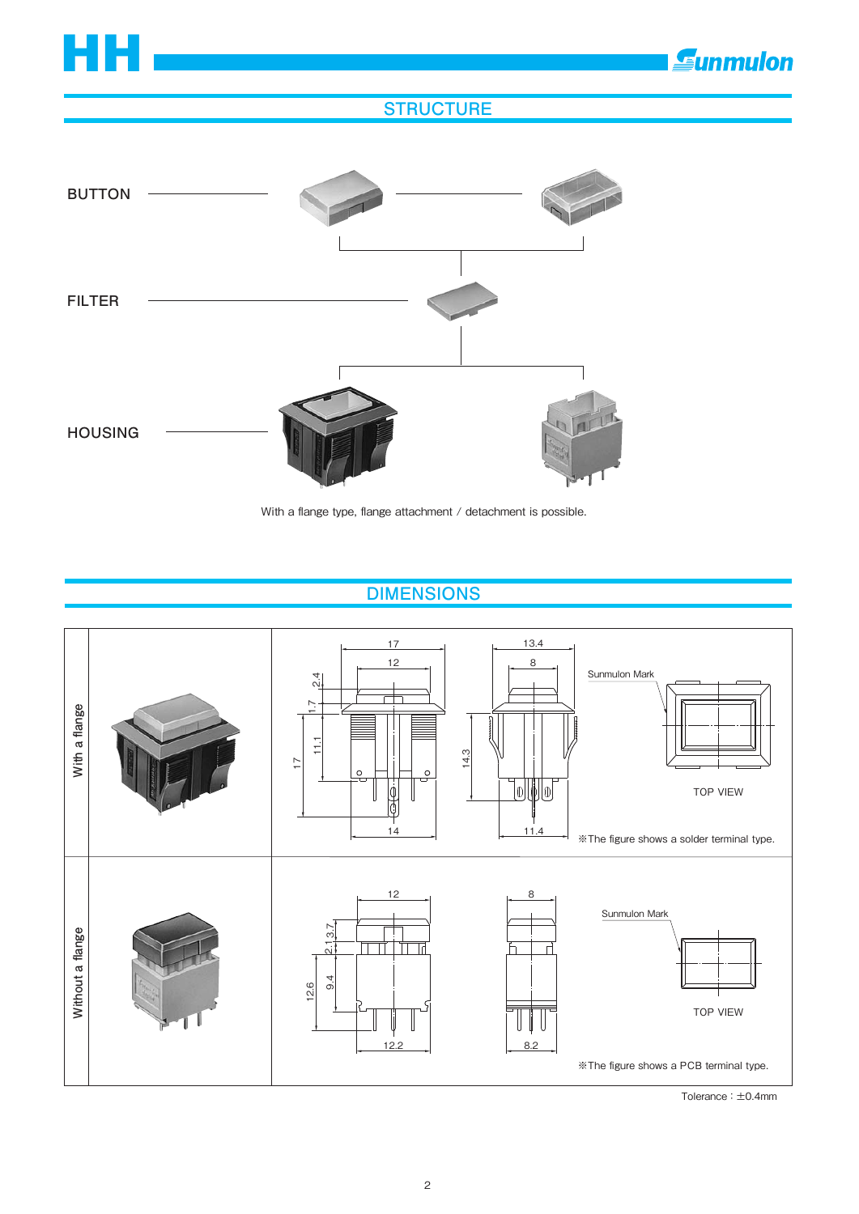## STRUCTURE

BUTTON

FILTER

HOUSING

With a flange type, flange attachment / detachment is possible.

## DIMENSIONS

With a flange

17, 12, 2.4, 1.7, 11.1, 17, 14, 13.4, 8, 14.3, 11.4

Sunmulon Mark

TOP VIEW

※The figure shows a solder terminal type.

Without a flange

12, 2.1, 3.7, 9.4, 12.6, 12.2, 8, 8.2

Sunmulon Mark

TOP VIEW

※The figure shows a PCB terminal type.

Tolerance : ±0.4mm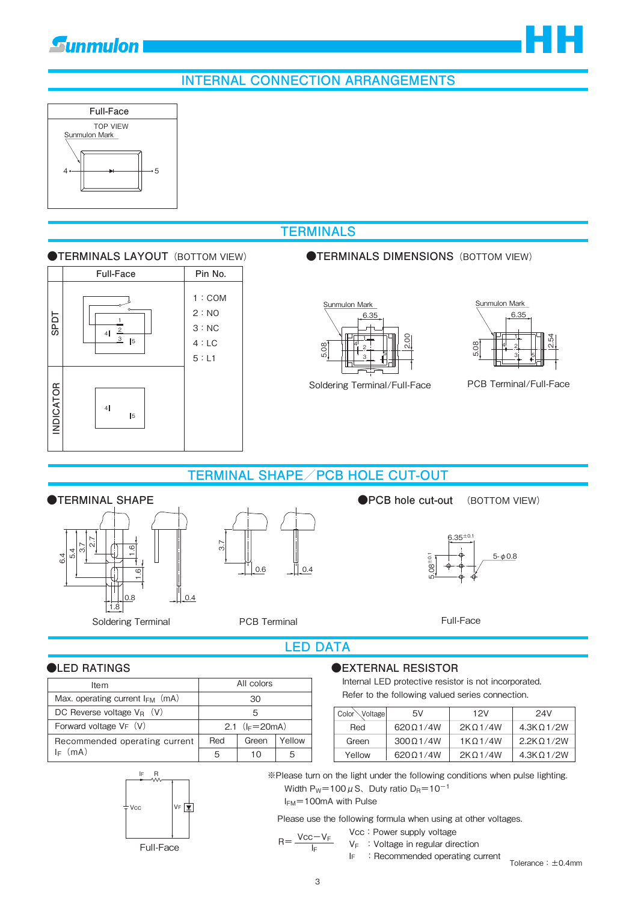# INTERNAL CONNECTION ARRANGEMENTS

| Full-Face |
|---|
| TOP VIEW, Sunmulon Mark, 4, 5 |

# TERMINALS

## ●TERMINALS LAYOUT (BOTTOM VIEW)

| | Full-Face | Pin No. |
|---|---|---|
| SPDT | 1, 2, 3, 4, 5 | 1：COM<br>2：NO<br>3：NC<br>4：LC<br>5：L1 |
| INDICATOR | 4, 5 | |

## ●TERMINALS DIMENSIONS (BOTTOM VIEW)

Sunmulon Mark 6.35 5.08 2.00

Soldering Terminal/Full-Face

Sunmulon Mark 6.35 5.08 2.54

PCB Terminal/Full-Face

# TERMINAL SHAPE／PCB HOLE CUT-OUT

## ●TERMINAL SHAPE

6.4 5.4 3.7 2.7 1.6 1.6 0.8 1.8 0.4

Soldering Terminal

3.7 0.6 0.4

PCB Terminal

## ●PCB hole cut-out (BOTTOM VIEW)

$6.35^{\pm0.1}$ $5.08^{\pm0.1}$ 5-$\phi$0.8

Full-Face

# LED DATA

## ●LED RATINGS

| Item | All colors | | |
|---|---|---|---|
| Max. operating current $I_{FM}$ (mA) | 30 | | |
| DC Reverse voltage $V_R$ (V) | 5 | | |
| Forward voltage $V_F$ (V) | 2.1 ($I_F$=20mA) | | |
| Recommended operating current $I_F$ (mA) | Red | Green | Yellow |
| | 5 | 10 | 5 |

$I_F$ R Vcc $V_F$

Full-Face

## ●EXTERNAL RESISTOR

Internal LED protective resistor is not incorporated.
Refer to the following valued series connection.

| Color \ Voltage | 5V | 12V | 24V |
|---|---|---|---|
| Red | 620Ω1/4W | 2KΩ1/4W | 4.3KΩ1/2W |
| Green | 300Ω1/4W | 1KΩ1/4W | 2.2KΩ1/2W |
| Yellow | 620Ω1/4W | 2KΩ1/4W | 4.3KΩ1/2W |

※Please turn on the light under the following conditions when pulse lighting.
Width $P_W$=100μS、Duty ratio $D_R$=$10^{-1}$
$I_{FM}$=100mA with Pulse

Please use the following formula when using at other voltages.

$$R=\frac{Vcc-V_F}{I_F}$$

Vcc：Power supply voltage
$V_F$：Voltage in regular direction
$I_F$：Recommended operating current

Tolerance：±0.4mm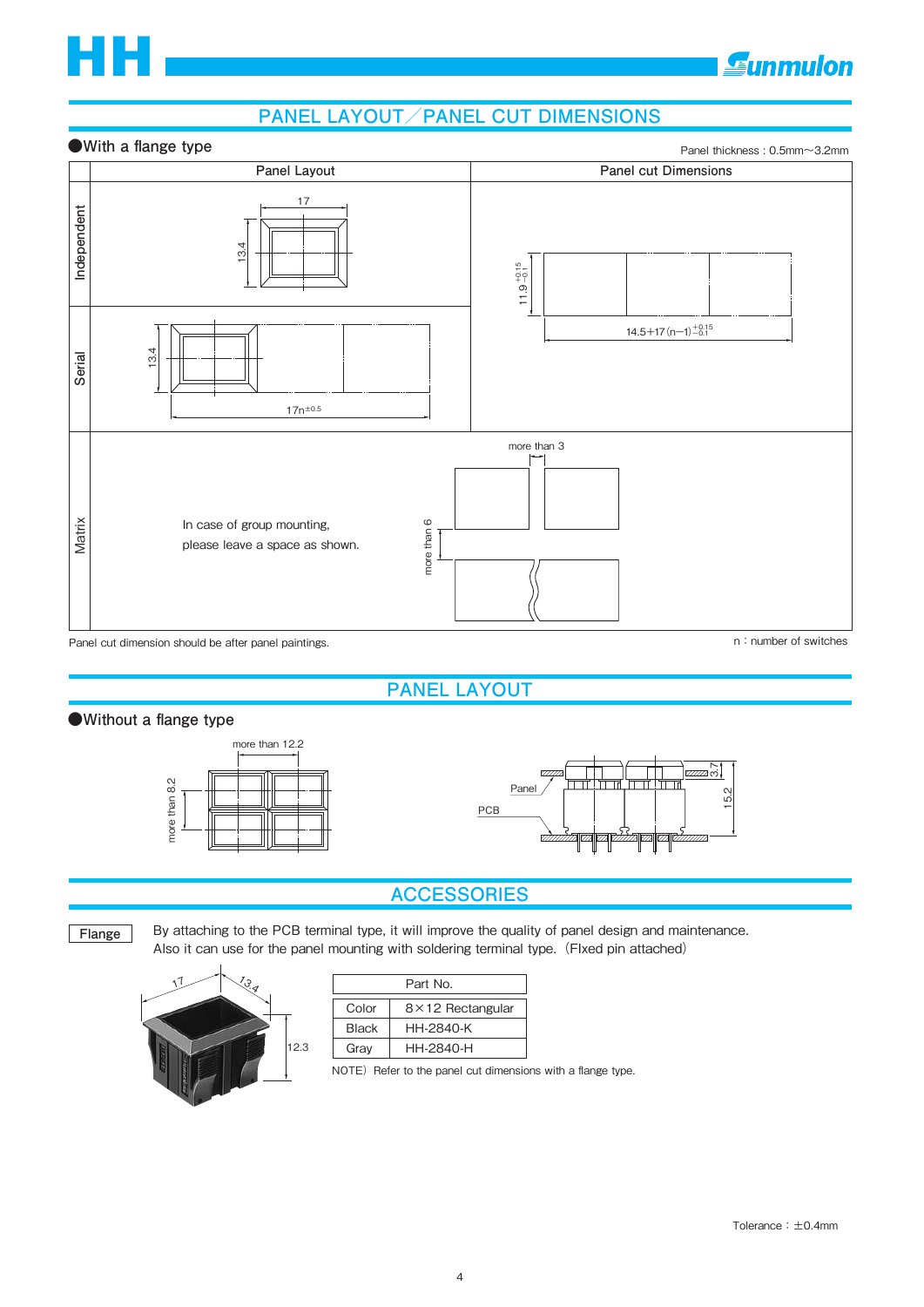# PANEL LAYOUT／PANEL CUT DIMENSIONS

## ●With a flange type

Panel thickness : 0.5mm～3.2mm

| | Panel Layout | Panel cut Dimensions |
|---|---|---|
| Independent | 17, 13.4 | $11.9^{+0.15}_{-0.1}$, $14.5+17(n-1)^{+0.15}_{-0.1}$ |
| Serial | 13.4, $17n^{\pm 0.5}$ | |
| Matrix | In case of group mounting, please leave a space as shown. | more than 3, more than 6 |

Panel cut dimension should be after panel paintings.

n : number of switches

# PANEL LAYOUT

## ●Without a flange type

more than 12.2

more than 8.2

Panel

PCB

3.7

15.2

# ACCESSORIES

**Flange**

By attaching to the PCB terminal type, it will improve the quality of panel design and maintenance.
Also it can use for the panel mounting with soldering terminal type.（FIxed pin attached）

17, 13.4, 12.3

| Part No. | |
|---|---|
| Color | 8×12 Rectangular |
| Black | HH-2840-K |
| Gray | HH-2840-H |

NOTE）Refer to the panel cut dimensions with a flange type.

Tolerance：±0.4mm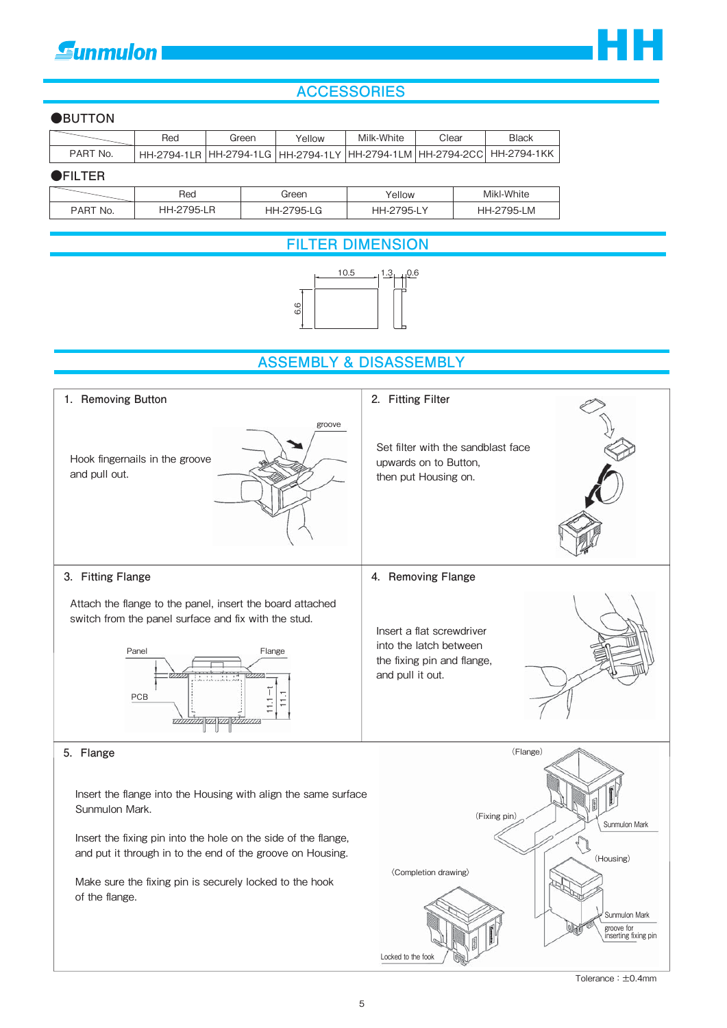## ACCESSORIES

### ●BUTTON

| | Red | Green | Yellow | Milk-White | Clear | Black |
|---|---|---|---|---|---|---|
| PART No. | HH-2794-1LR | HH-2794-1LG | HH-2794-1LY | HH-2794-1LM | HH-2794-2CC | HH-2794-1KK |

### ●FILTER

| | Red | Green | Yellow | Mikl-White |
|---|---|---|---|---|
| PART No. | HH-2795-LR | HH-2795-LG | HH-2795-LY | HH-2795-LM |

## FILTER DIMENSION

10.5　1.3　0.6　6.6

## ASSEMBLY & DISASSEMBLY

### 1. Removing Button

Hook fingernails in the groove and pull out.

groove

### 2. Fitting Filter

Set filter with the sandblast face upwards on to Button, then put Housing on.

### 3. Fitting Flange

Attach the flange to the panel, insert the board attached switch from the panel surface and fix with the stud.

Panel　Flange　PCB　11.1−t　11.1

### 4. Removing Flange

Insert a flat screwdriver into the latch between the fixing pin and flange, and pull it out.

### 5. Flange

Insert the flange into the Housing with align the same surface Sunmulon Mark.

Insert the fixing pin into the hole on the side of the flange, and put it through in to the end of the groove on Housing.

Make sure the fixing pin is securely locked to the hook of the flange.

(Flange)　(Fixing pin)　Sunmulon Mark　(Housing)　(Completion drawing)　Sunmulon Mark　groove for inserting fixing pin　Locked to the fook

Tolerance : ±0.4mm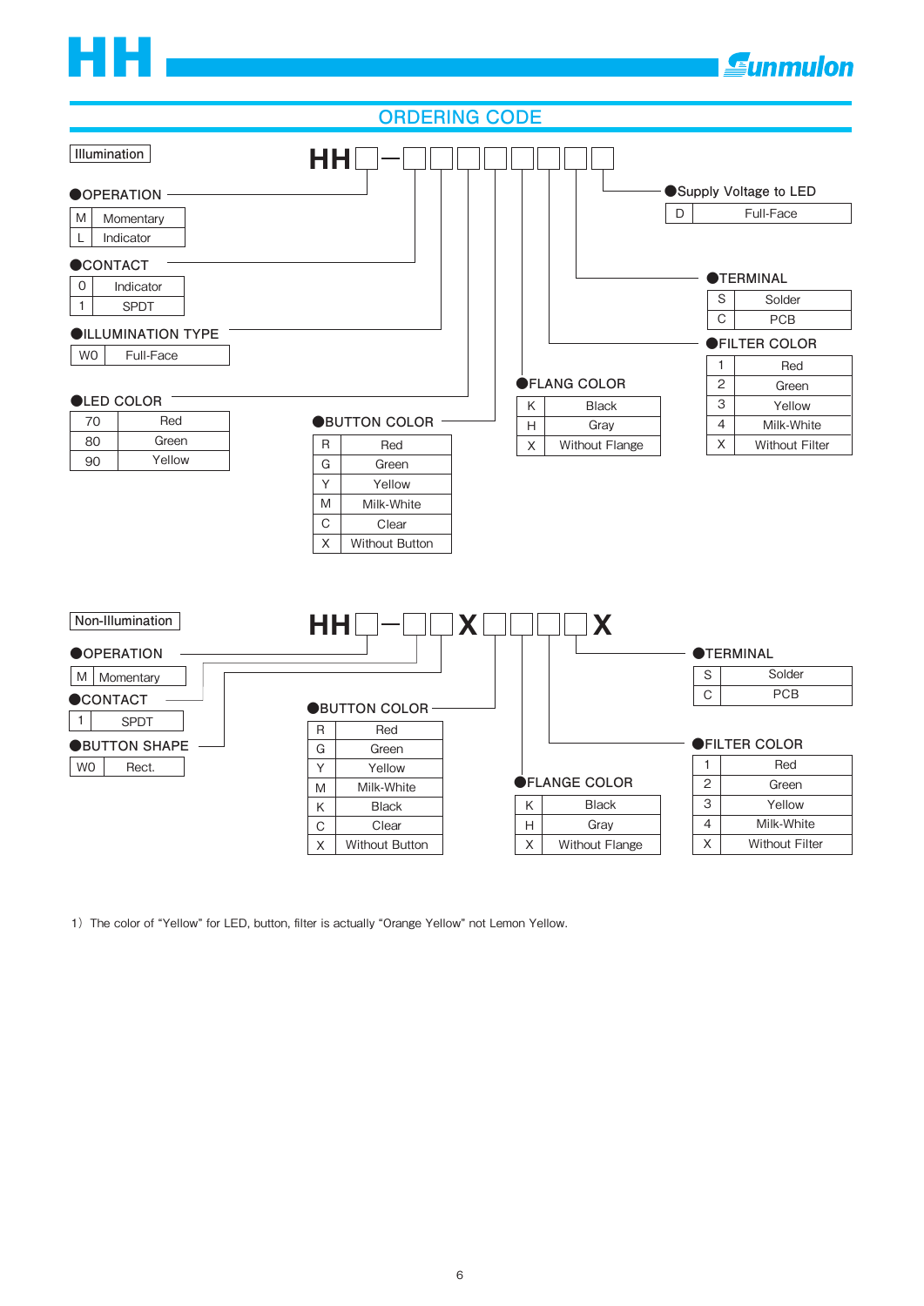## ORDERING CODE

### Illumination

HH□—□□□□□□□□

**●OPERATION**

| | |
|---|---|
| M | Momentary |
| L | Indicator |

**●CONTACT**

| | |
|---|---|
| 0 | Indicator |
| 1 | SPDT |

**●ILLUMINATION TYPE**

| | |
|---|---|
| W0 | Full-Face |

**●LED COLOR**

| | |
|---|---|
| 70 | Red |
| 80 | Green |
| 90 | Yellow |

**●BUTTON COLOR**

| | |
|---|---|
| R | Red |
| G | Green |
| Y | Yellow |
| M | Milk-White |
| C | Clear |
| X | Without Button |

**●FLANG COLOR**

| | |
|---|---|
| K | Black |
| H | Gray |
| X | Without Flange |

**●FILTER COLOR**

| | |
|---|---|
| 1 | Red |
| 2 | Green |
| 3 | Yellow |
| 4 | Milk-White |
| X | Without Filter |

**●TERMINAL**

| | |
|---|---|
| S | Solder |
| C | PCB |

**●Supply Voltage to LED**

| | |
|---|---|
| D | Full-Face |

### Non-Illumination

HH□—□□X□□□□X

**●OPERATION**

| | |
|---|---|
| M | Momentary |

**●CONTACT**

| | |
|---|---|
| 1 | SPDT |

**●BUTTON SHAPE**

| | |
|---|---|
| W0 | Rect. |

**●BUTTON COLOR**

| | |
|---|---|
| R | Red |
| G | Green |
| Y | Yellow |
| M | Milk-White |
| K | Black |
| C | Clear |
| X | Without Button |

**●FLANGE COLOR**

| | |
|---|---|
| K | Black |
| H | Gray |
| X | Without Flange |

**●FILTER COLOR**

| | |
|---|---|
| 1 | Red |
| 2 | Green |
| 3 | Yellow |
| 4 | Milk-White |
| X | Without Filter |

**●TERMINAL**

| | |
|---|---|
| S | Solder |
| C | PCB |

1）The color of "Yellow" for LED, button, filter is actually "Orange Yellow" not Lemon Yellow.